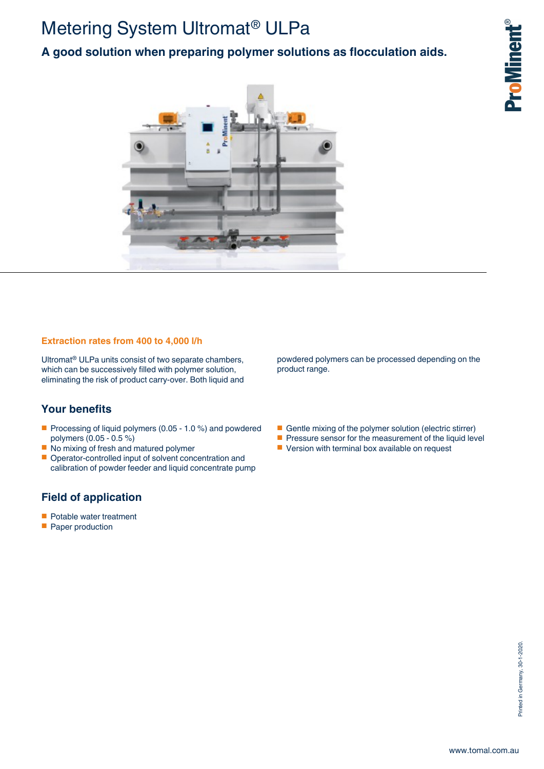# Metering System Ultromat® ULPa

**A good solution when preparing polymer solutions as flocculation aids.**

### Extraction rates from 400 to 4,000 l/h

Ultromat® ULPa units consist of two separate chambers, which can be successively filled with polymer solution, eliminating the risk of product carry-over. Both liquid and powdered polymers can be processed depending on the product range.

## Your benefits

- Processing of liquid polymers (0.05 - 1.0 %) and powdered polymers (0.05 - 0.5 %)
- No mixing of fresh and matured polymer
- Operator-controlled input of solvent concentration and calibration of powder feeder and liquid concentrate pump
- Gentle mixing of the polymer solution (electric stirrer)
- Pressure sensor for the measurement of the liquid level
- Version with terminal box available on request

## Field of application

- Potable water treatment
- Paper production

Printed in Germany, 30-1-2020.

www.tomal.com.au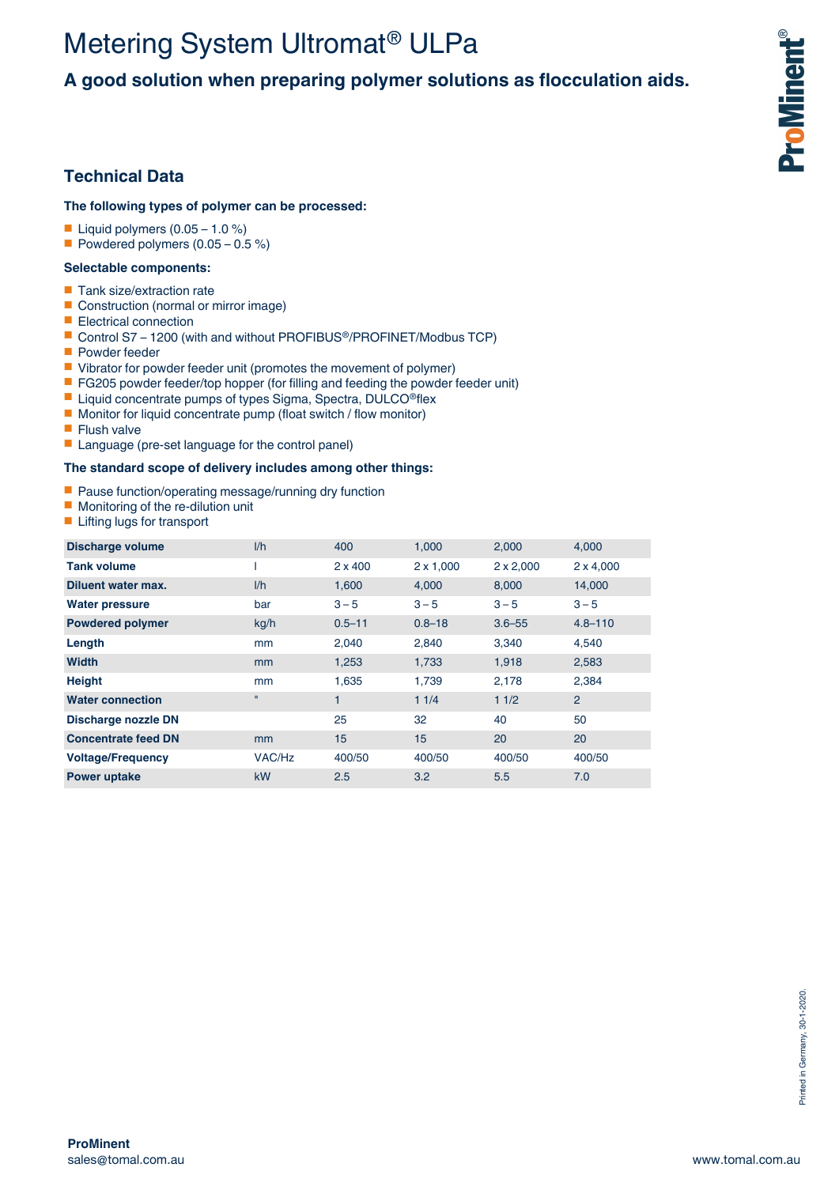# Metering System Ultromat® ULPa

**A good solution when preparing polymer solutions as flocculation aids.**

## Technical Data

**The following types of polymer can be processed:**

- Liquid polymers (0.05 – 1.0 %)
- Powdered polymers (0.05 – 0.5 %)

**Selectable components:**

- Tank size/extraction rate
- Construction (normal or mirror image)
- Electrical connection
- Control S7 – 1200 (with and without PROFIBUS®/PROFINET/Modbus TCP)
- Powder feeder
- Vibrator for powder feeder unit (promotes the movement of polymer)
- FG205 powder feeder/top hopper (for filling and feeding the powder feeder unit)
- Liquid concentrate pumps of types Sigma, Spectra, DULCO®flex
- Monitor for liquid concentrate pump (float switch / flow monitor)
- Flush valve
- Language (pre-set language for the control panel)

**The standard scope of delivery includes among other things:**

- Pause function/operating message/running dry function
- Monitoring of the re-dilution unit
- Lifting lugs for transport

| | | | | | |
|---|---|---|---|---|---|
| **Discharge volume** | l/h | 400 | 1,000 | 2,000 | 4,000 |
| **Tank volume** | l | 2 x 400 | 2 x 1,000 | 2 x 2,000 | 2 x 4,000 |
| **Diluent water max.** | l/h | 1,600 | 4,000 | 8,000 | 14,000 |
| **Water pressure** | bar | 3 – 5 | 3 – 5 | 3 – 5 | 3 – 5 |
| **Powdered polymer** | kg/h | 0.5–11 | 0.8–18 | 3.6–55 | 4.8–110 |
| **Length** | mm | 2,040 | 2,840 | 3,340 | 4,540 |
| **Width** | mm | 1,253 | 1,733 | 1,918 | 2,583 |
| **Height** | mm | 1,635 | 1,739 | 2,178 | 2,384 |
| **Water connection** | " | 1 | 1 1/4 | 1 1/2 | 2 |
| **Discharge nozzle DN** | | 25 | 32 | 40 | 50 |
| **Concentrate feed DN** | mm | 15 | 15 | 20 | 20 |
| **Voltage/Frequency** | VAC/Hz | 400/50 | 400/50 | 400/50 | 400/50 |
| **Power uptake** | kW | 2.5 | 3.2 | 5.5 | 7.0 |

Printed in Germany, 30-1-2020.

**ProMinent**
sales@tomal.com.au

www.tomal.com.au